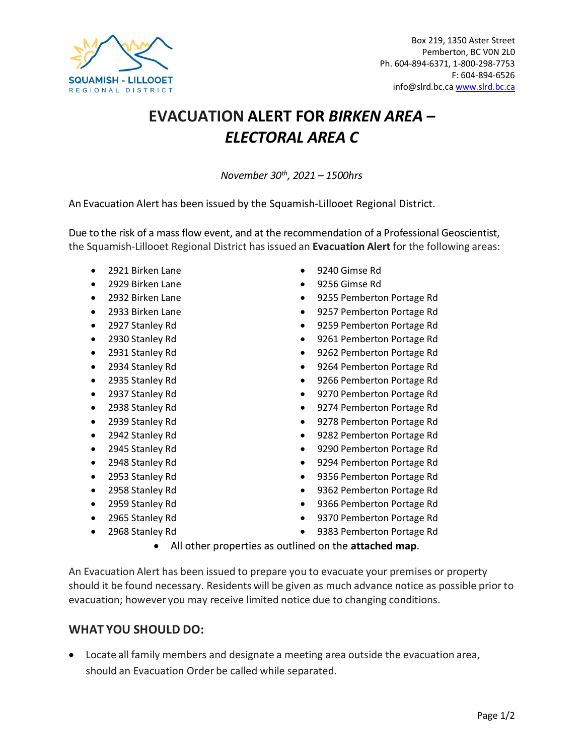SQUAMISH - LILLOOET
REGIONAL DISTRICT

Box 219, 1350 Aster Street
Pemberton, BC V0N 2L0
Ph. 604-894-6371, 1-800-298-7753
F: 604-894-6526
info@slrd.bc.ca www.slrd.bc.ca

# EVACUATION ALERT FOR *BIRKEN AREA – ELECTORAL AREA C*

*November 30th, 2021 – 1500hrs*

An Evacuation Alert has been issued by the Squamish-Lillooet Regional District.

Due to the risk of a mass flow event, and at the recommendation of a Professional Geoscientist, the Squamish-Lillooet Regional District has issued an **Evacuation Alert** for the following areas:

- 2921 Birken Lane
- 2929 Birken Lane
- 2932 Birken Lane
- 2933 Birken Lane
- 2927 Stanley Rd
- 2930 Stanley Rd
- 2931 Stanley Rd
- 2934 Stanley Rd
- 2935 Stanley Rd
- 2937 Stanley Rd
- 2938 Stanley Rd
- 2939 Stanley Rd
- 2942 Stanley Rd
- 2945 Stanley Rd
- 2948 Stanley Rd
- 2953 Stanley Rd
- 2958 Stanley Rd
- 2959 Stanley Rd
- 2965 Stanley Rd
- 2968 Stanley Rd
- 9240 Gimse Rd
- 9256 Gimse Rd
- 9255 Pemberton Portage Rd
- 9257 Pemberton Portage Rd
- 9259 Pemberton Portage Rd
- 9261 Pemberton Portage Rd
- 9262 Pemberton Portage Rd
- 9264 Pemberton Portage Rd
- 9266 Pemberton Portage Rd
- 9270 Pemberton Portage Rd
- 9274 Pemberton Portage Rd
- 9278 Pemberton Portage Rd
- 9282 Pemberton Portage Rd
- 9290 Pemberton Portage Rd
- 9294 Pemberton Portage Rd
- 9356 Pemberton Portage Rd
- 9362 Pemberton Portage Rd
- 9366 Pemberton Portage Rd
- 9370 Pemberton Portage Rd
- 9383 Pemberton Portage Rd
- All other properties as outlined on the **attached map**.

An Evacuation Alert has been issued to prepare you to evacuate your premises or property should it be found necessary. Residents will be given as much advance notice as possible prior to evacuation; however you may receive limited notice due to changing conditions.

## WHAT YOU SHOULD DO:

- Locate all family members and designate a meeting area outside the evacuation area, should an Evacuation Order be called while separated.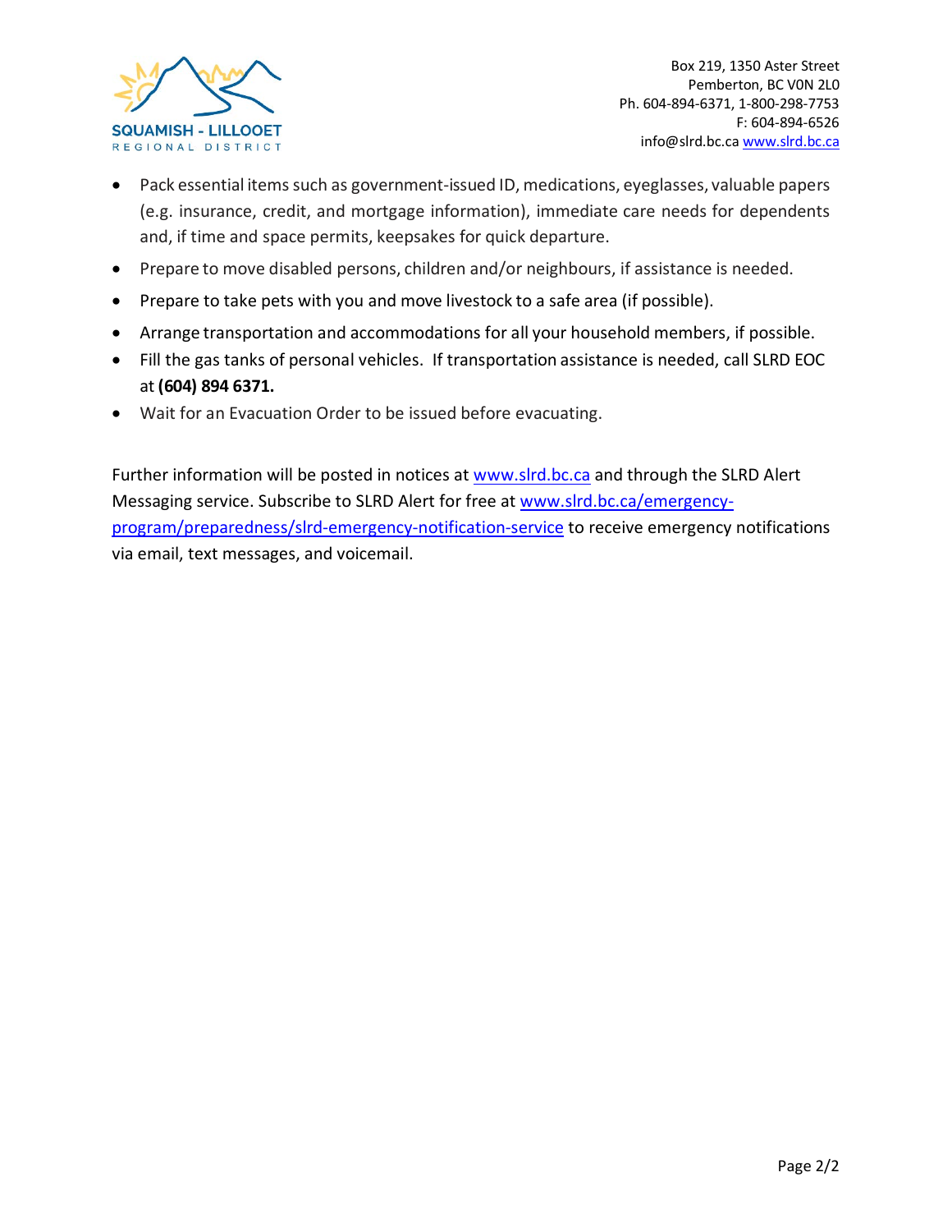- Pack essential items such as government-issued ID, medications, eyeglasses, valuable papers (e.g. insurance, credit, and mortgage information), immediate care needs for dependents and, if time and space permits, keepsakes for quick departure.
- Prepare to move disabled persons, children and/or neighbours, if assistance is needed.
- Prepare to take pets with you and move livestock to a safe area (if possible).
- Arrange transportation and accommodations for all your household members, if possible.
- Fill the gas tanks of personal vehicles. If transportation assistance is needed, call SLRD EOC at **(604) 894 6371.**
- Wait for an Evacuation Order to be issued before evacuating.

Further information will be posted in notices at www.slrd.bc.ca and through the SLRD Alert Messaging service. Subscribe to SLRD Alert for free at www.slrd.bc.ca/emergency-program/preparedness/slrd-emergency-notification-service to receive emergency notifications via email, text messages, and voicemail.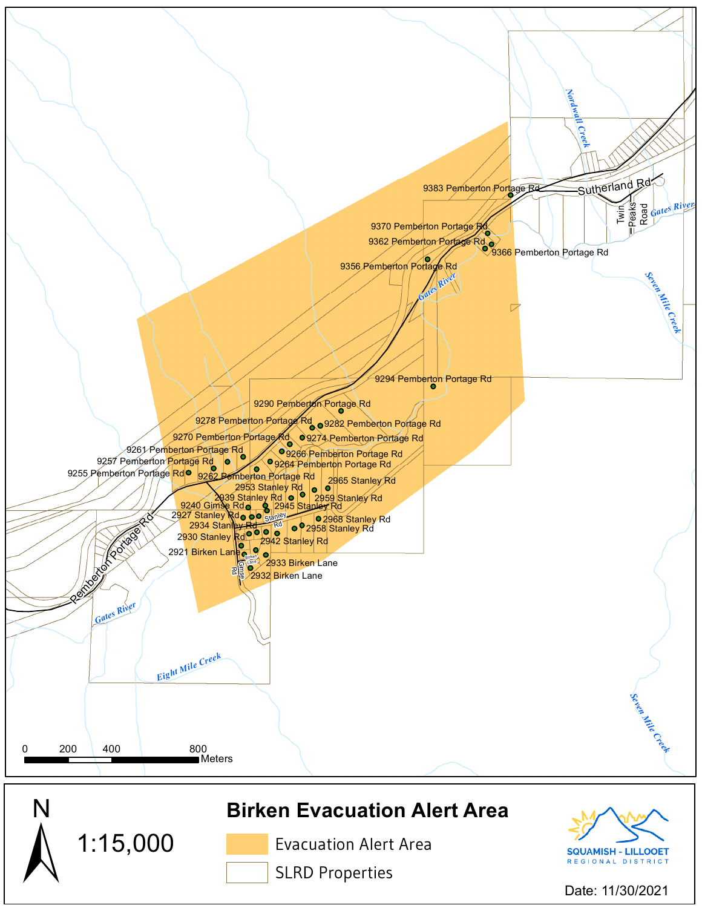# Birken Evacuation Alert Area

Evacuation Alert Area

SLRD Properties

1:15,000

N

0 200 400 800 Meters

SQUAMISH - LILLOOET REGIONAL DISTRICT

Date: 11/30/2021

9383 Pemberton Portage Rd
9370 Pemberton Portage Rd
9362 Pemberton Portage Rd
9366 Pemberton Portage Rd
9356 Pemberton Portage Rd
9294 Pemberton Portage Rd
9290 Pemberton Portage Rd
9278 Pemberton Portage Rd
9282 Pemberton Portage Rd
9270 Pemberton Portage Rd
9274 Pemberton Portage Rd
9261 Pemberton Portage Rd
9266 Pemberton Portage Rd
9257 Pemberton Portage Rd
9264 Pemberton Portage Rd
9255 Pemberton Portage Rd
9262 Pemberton Portage Rd
2965 Stanley Rd
2953 Stanley Rd
2939 Stanley Rd
2959 Stanley Rd
9240 Gimse Rd
2945 Stanley Rd
2927 Stanley Rd
2968 Stanley Rd
2934 Stanley Rd
2958 Stanley Rd
2930 Stanley Rd
2942 Stanley Rd
2921 Birken Lane
2933 Birken Lane
2932 Birken Lane

Sutherland Rd
Twin Peaks Road
Pemberton Portage Rd
Stanley Rd
Gimse Rd
Birken Lane
Nordwall Creek
Gates River
Seven Mile Creek
Eight Mile Creek